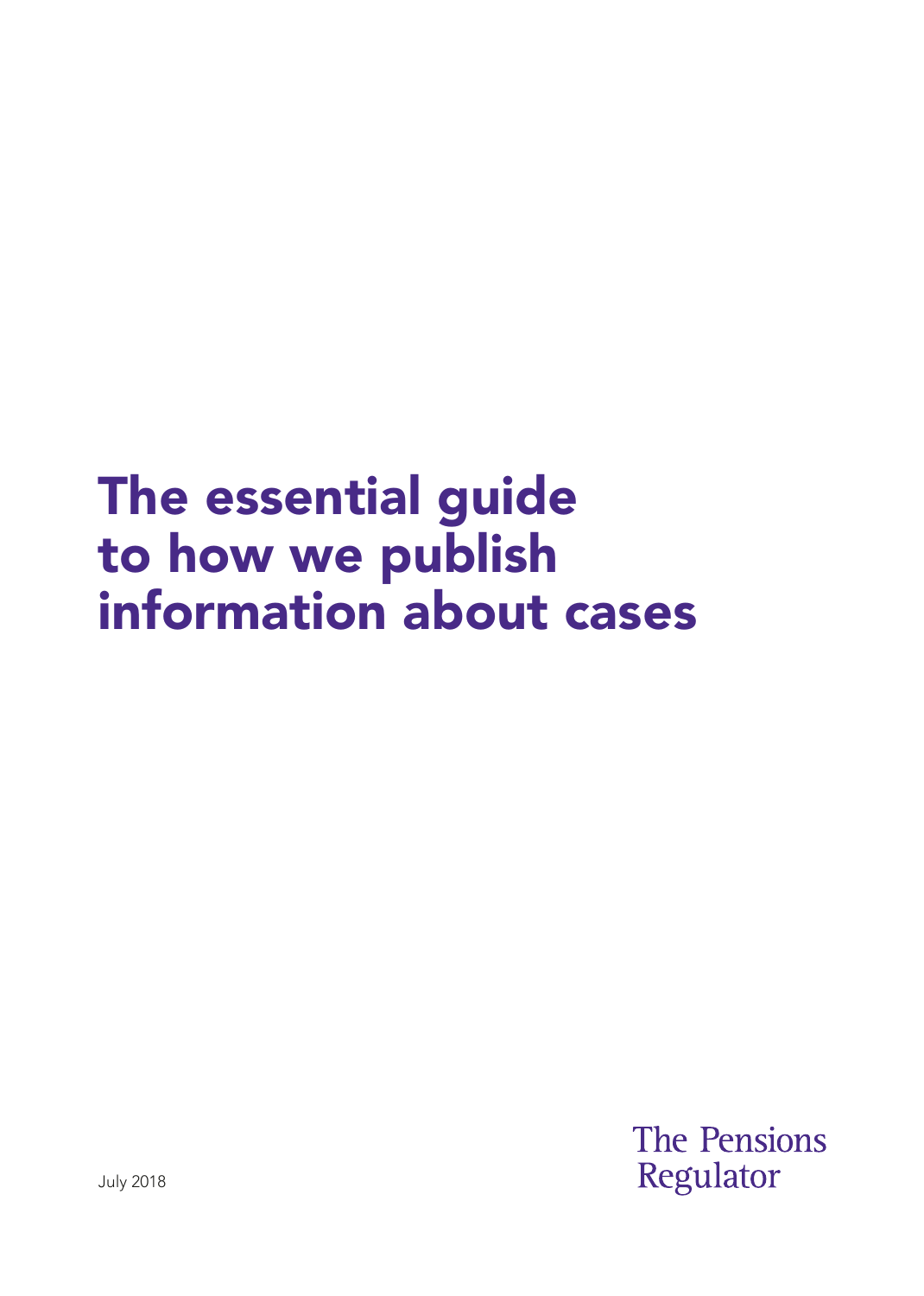# The essential guide to how we publish information about cases

July 2018

The Pensions Regulator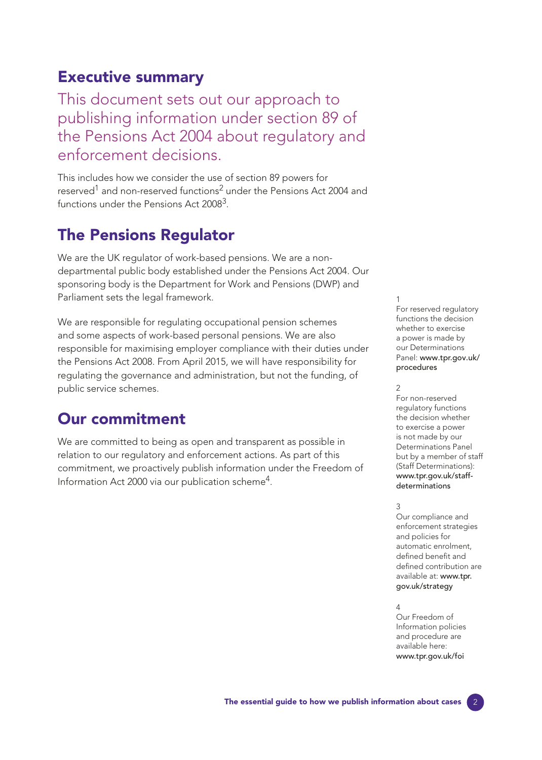## Executive summary

This document sets out our approach to publishing information under section 89 of the Pensions Act 2004 about regulatory and enforcement decisions.

This includes how we consider the use of section 89 powers for reserved[1] and non-reserved functions[2] under the Pensions Act 2004 and functions under the Pensions Act 2008[3].

## The Pensions Regulator

We are the UK regulator of work-based pensions. We are a non-departmental public body established under the Pensions Act 2004. Our sponsoring body is the Department for Work and Pensions (DWP) and Parliament sets the legal framework.

We are responsible for regulating occupational pension schemes and some aspects of work-based personal pensions. We are also responsible for maximising employer compliance with their duties under the Pensions Act 2008. From April 2015, we will have responsibility for regulating the governance and administration, but not the funding, of public service schemes.

## Our commitment

We are committed to being as open and transparent as possible in relation to our regulatory and enforcement actions. As part of this commitment, we proactively publish information under the Freedom of Information Act 2000 via our publication scheme[4].

1 For reserved regulatory functions the decision whether to exercise a power is made by our Determinations Panel: **www.tpr.gov.uk/procedures**

2 For non-reserved regulatory functions the decision whether to exercise a power is not made by our Determinations Panel but by a member of staff (Staff Determinations): **www.tpr.gov.uk/staff-determinations**

3 Our compliance and enforcement strategies and policies for automatic enrolment, defined benefit and defined contribution are available at: **www.tpr.gov.uk/strategy**

4 Our Freedom of Information policies and procedure are available here: **www.tpr.gov.uk/foi**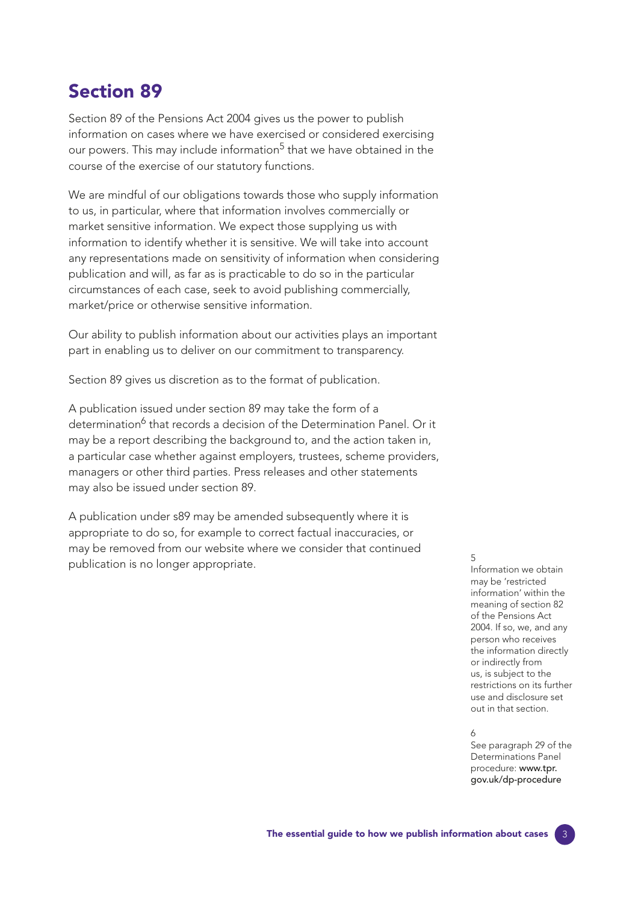# Section 89

Section 89 of the Pensions Act 2004 gives us the power to publish information on cases where we have exercised or considered exercising our powers. This may include information[5] that we have obtained in the course of the exercise of our statutory functions.

We are mindful of our obligations towards those who supply information to us, in particular, where that information involves commercially or market sensitive information. We expect those supplying us with information to identify whether it is sensitive. We will take into account any representations made on sensitivity of information when considering publication and will, as far as is practicable to do so in the particular circumstances of each case, seek to avoid publishing commercially, market/price or otherwise sensitive information.

Our ability to publish information about our activities plays an important part in enabling us to deliver on our commitment to transparency.

Section 89 gives us discretion as to the format of publication.

A publication issued under section 89 may take the form of a determination[6] that records a decision of the Determination Panel. Or it may be a report describing the background to, and the action taken in, a particular case whether against employers, trustees, scheme providers, managers or other third parties. Press releases and other statements may also be issued under section 89.

A publication under s89 may be amended subsequently where it is appropriate to do so, for example to correct factual inaccuracies, or may be removed from our website where we consider that continued publication is no longer appropriate.

5
Information we obtain may be 'restricted information' within the meaning of section 82 of the Pensions Act 2004. If so, we, and any person who receives the information directly or indirectly from us, is subject to the restrictions on its further use and disclosure set out in that section.

6
See paragraph 29 of the Determinations Panel procedure: www.tpr.gov.uk/dp-procedure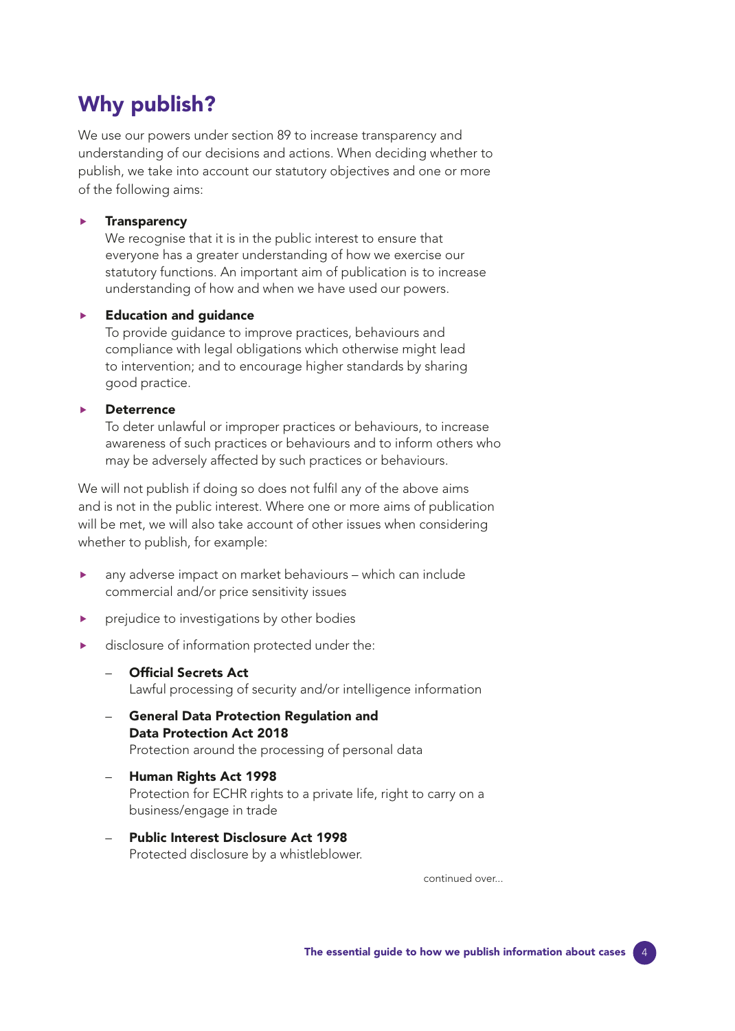# Why publish?

We use our powers under section 89 to increase transparency and understanding of our decisions and actions. When deciding whether to publish, we take into account our statutory objectives and one or more of the following aims:

- **Transparency**
  We recognise that it is in the public interest to ensure that everyone has a greater understanding of how we exercise our statutory functions. An important aim of publication is to increase understanding of how and when we have used our powers.

- **Education and guidance**
  To provide guidance to improve practices, behaviours and compliance with legal obligations which otherwise might lead to intervention; and to encourage higher standards by sharing good practice.

- **Deterrence**
  To deter unlawful or improper practices or behaviours, to increase awareness of such practices or behaviours and to inform others who may be adversely affected by such practices or behaviours.

We will not publish if doing so does not fulfil any of the above aims and is not in the public interest. Where one or more aims of publication will be met, we will also take account of other issues when considering whether to publish, for example:

- any adverse impact on market behaviours – which can include commercial and/or price sensitivity issues
- prejudice to investigations by other bodies
- disclosure of information protected under the:
  - **Official Secrets Act**
    Lawful processing of security and/or intelligence information
  - **General Data Protection Regulation and Data Protection Act 2018**
    Protection around the processing of personal data
  - **Human Rights Act 1998**
    Protection for ECHR rights to a private life, right to carry on a business/engage in trade
  - **Public Interest Disclosure Act 1998**
    Protected disclosure by a whistleblower.

continued over...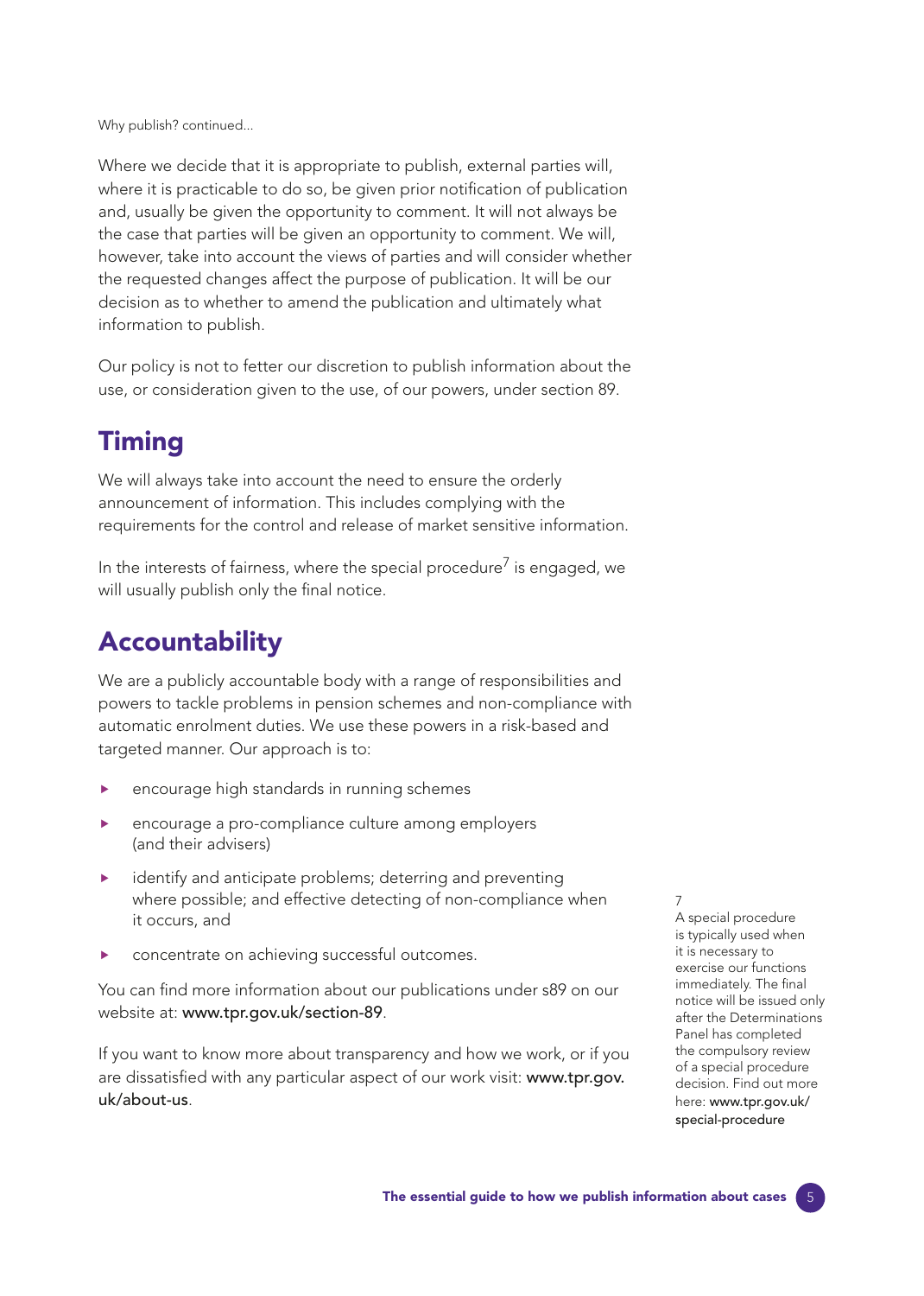Why publish? continued...

Where we decide that it is appropriate to publish, external parties will, where it is practicable to do so, be given prior notification of publication and, usually be given the opportunity to comment. It will not always be the case that parties will be given an opportunity to comment. We will, however, take into account the views of parties and will consider whether the requested changes affect the purpose of publication. It will be our decision as to whether to amend the publication and ultimately what information to publish.

Our policy is not to fetter our discretion to publish information about the use, or consideration given to the use, of our powers, under section 89.

## Timing

We will always take into account the need to ensure the orderly announcement of information. This includes complying with the requirements for the control and release of market sensitive information.

In the interests of fairness, where the special procedure[7] is engaged, we will usually publish only the final notice.

## Accountability

We are a publicly accountable body with a range of responsibilities and powers to tackle problems in pension schemes and non-compliance with automatic enrolment duties. We use these powers in a risk-based and targeted manner. Our approach is to:

- encourage high standards in running schemes
- encourage a pro-compliance culture among employers (and their advisers)
- identify and anticipate problems; deterring and preventing where possible; and effective detecting of non-compliance when it occurs, and
- concentrate on achieving successful outcomes.

You can find more information about our publications under s89 on our website at: www.tpr.gov.uk/section-89.

If you want to know more about transparency and how we work, or if you are dissatisfied with any particular aspect of our work visit: www.tpr.gov.uk/about-us.

[7] A special procedure is typically used when it is necessary to exercise our functions immediately. The final notice will be issued only after the Determinations Panel has completed the compulsory review of a special procedure decision. Find out more here: www.tpr.gov.uk/special-procedure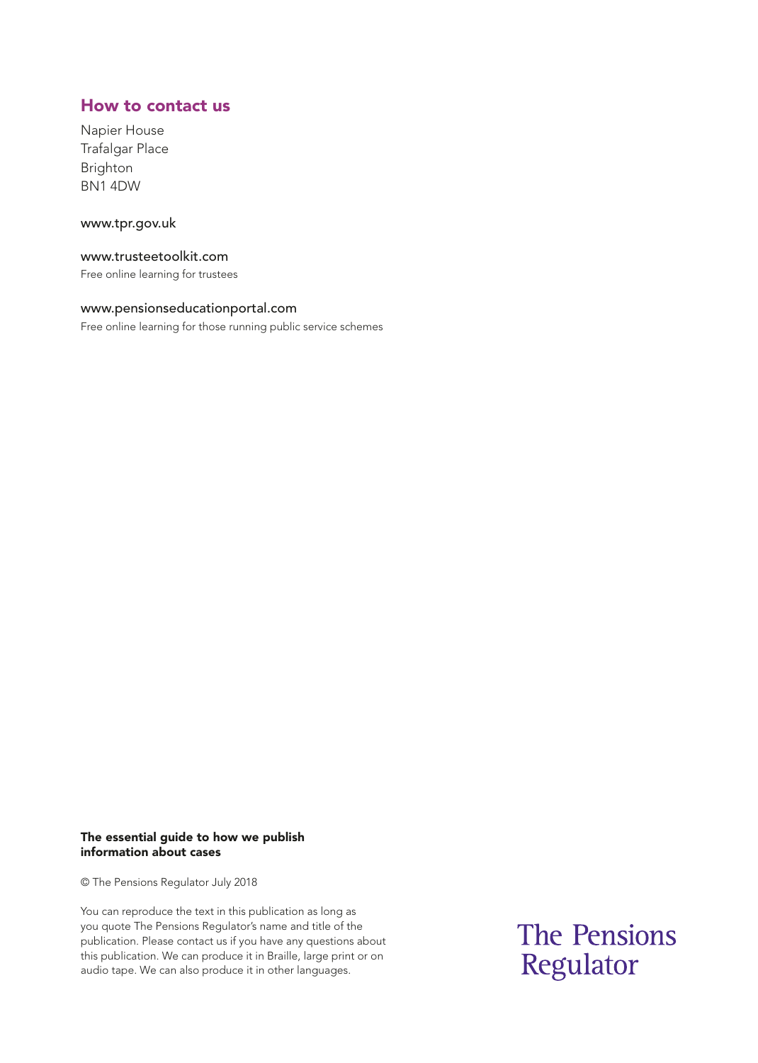## How to contact us

Napier House
Trafalgar Place
Brighton
BN1 4DW

www.tpr.gov.uk

www.trusteetoolkit.com
Free online learning for trustees

www.pensionseducationportal.com
Free online learning for those running public service schemes

**The essential guide to how we publish information about cases**

© The Pensions Regulator July 2018

You can reproduce the text in this publication as long as you quote The Pensions Regulator's name and title of the publication. Please contact us if you have any questions about this publication. We can produce it in Braille, large print or on audio tape. We can also produce it in other languages.

The Pensions Regulator